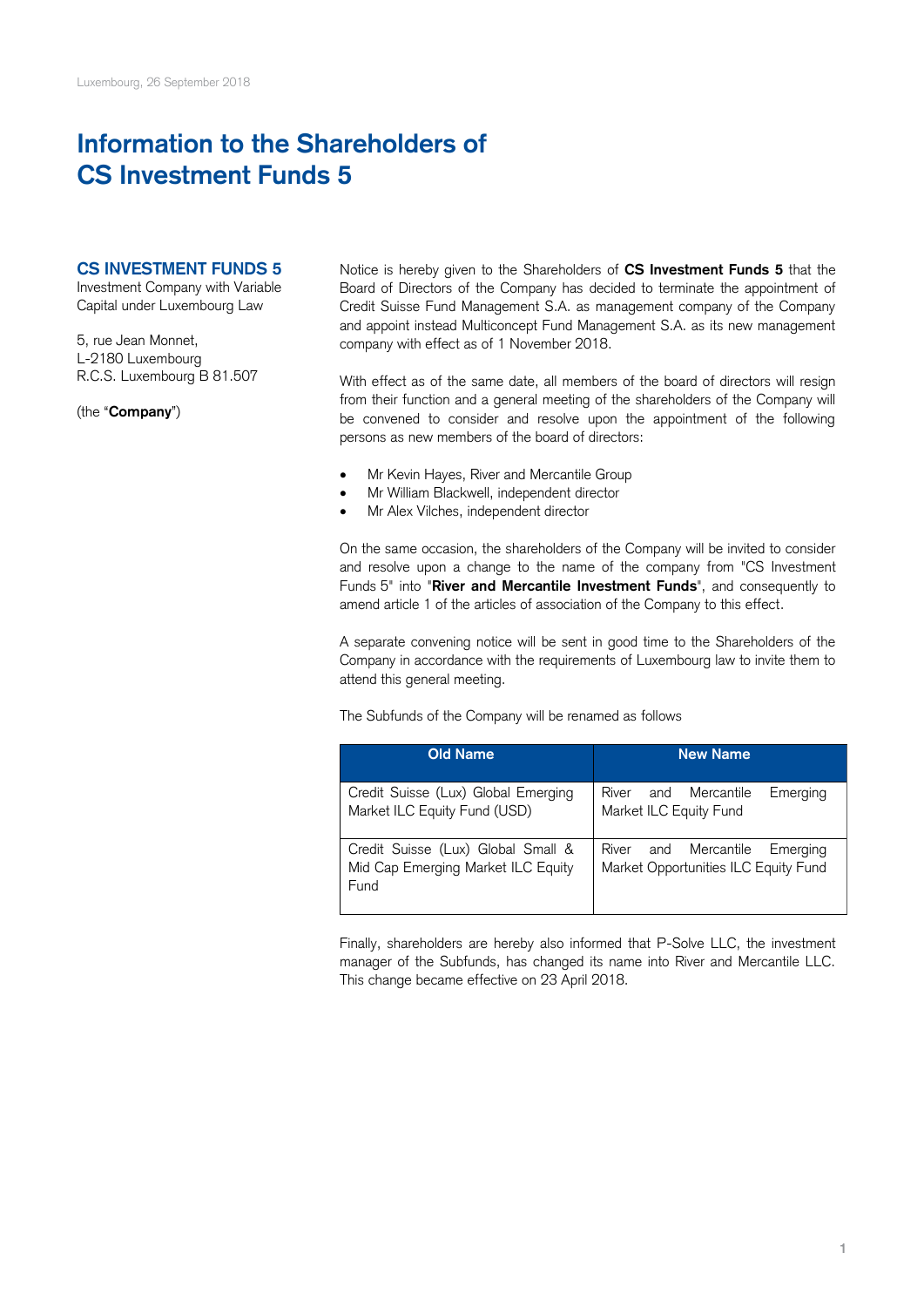Luxembourg, 26 September 2018

# Information to the Shareholders of CS Investment Funds 5

**CS INVESTMENT FUNDS 5**
Investment Company with Variable Capital under Luxembourg Law

5, rue Jean Monnet,
L-2180 Luxembourg
R.C.S. Luxembourg B 81.507

(the "**Company**")

Notice is hereby given to the Shareholders of **CS Investment Funds 5** that the Board of Directors of the Company has decided to terminate the appointment of Credit Suisse Fund Management S.A. as management company of the Company and appoint instead Multiconcept Fund Management S.A. as its new management company with effect as of 1 November 2018.

With effect as of the same date, all members of the board of directors will resign from their function and a general meeting of the shareholders of the Company will be convened to consider and resolve upon the appointment of the following persons as new members of the board of directors:

- Mr Kevin Hayes, River and Mercantile Group
- Mr William Blackwell, independent director
- Mr Alex Vilches, independent director

On the same occasion, the shareholders of the Company will be invited to consider and resolve upon a change to the name of the company from "CS Investment Funds 5" into "**River and Mercantile Investment Funds**", and consequently to amend article 1 of the articles of association of the Company to this effect.

A separate convening notice will be sent in good time to the Shareholders of the Company in accordance with the requirements of Luxembourg law to invite them to attend this general meeting.

The Subfunds of the Company will be renamed as follows

| Old Name | New Name |
| --- | --- |
| Credit Suisse (Lux) Global Emerging Market ILC Equity Fund (USD) | River and Mercantile Emerging Market ILC Equity Fund |
| Credit Suisse (Lux) Global Small & Mid Cap Emerging Market ILC Equity Fund | River and Mercantile Emerging Market Opportunities ILC Equity Fund |

Finally, shareholders are hereby also informed that P-Solve LLC, the investment manager of the Subfunds, has changed its name into River and Mercantile LLC. This change became effective on 23 April 2018.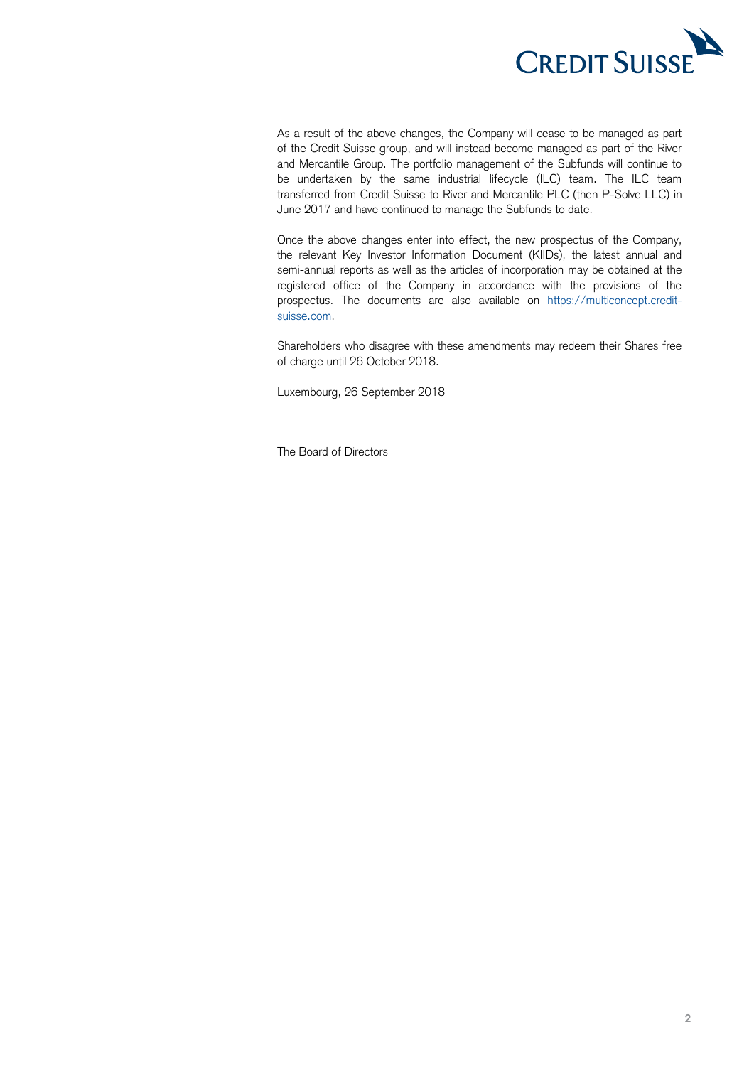As a result of the above changes, the Company will cease to be managed as part of the Credit Suisse group, and will instead become managed as part of the River and Mercantile Group. The portfolio management of the Subfunds will continue to be undertaken by the same industrial lifecycle (ILC) team. The ILC team transferred from Credit Suisse to River and Mercantile PLC (then P-Solve LLC) in June 2017 and have continued to manage the Subfunds to date.

Once the above changes enter into effect, the new prospectus of the Company, the relevant Key Investor Information Document (KIIDs), the latest annual and semi-annual reports as well as the articles of incorporation may be obtained at the registered office of the Company in accordance with the provisions of the prospectus. The documents are also available on https://multiconcept.credit-suisse.com.

Shareholders who disagree with these amendments may redeem their Shares free of charge until 26 October 2018.

Luxembourg, 26 September 2018

The Board of Directors